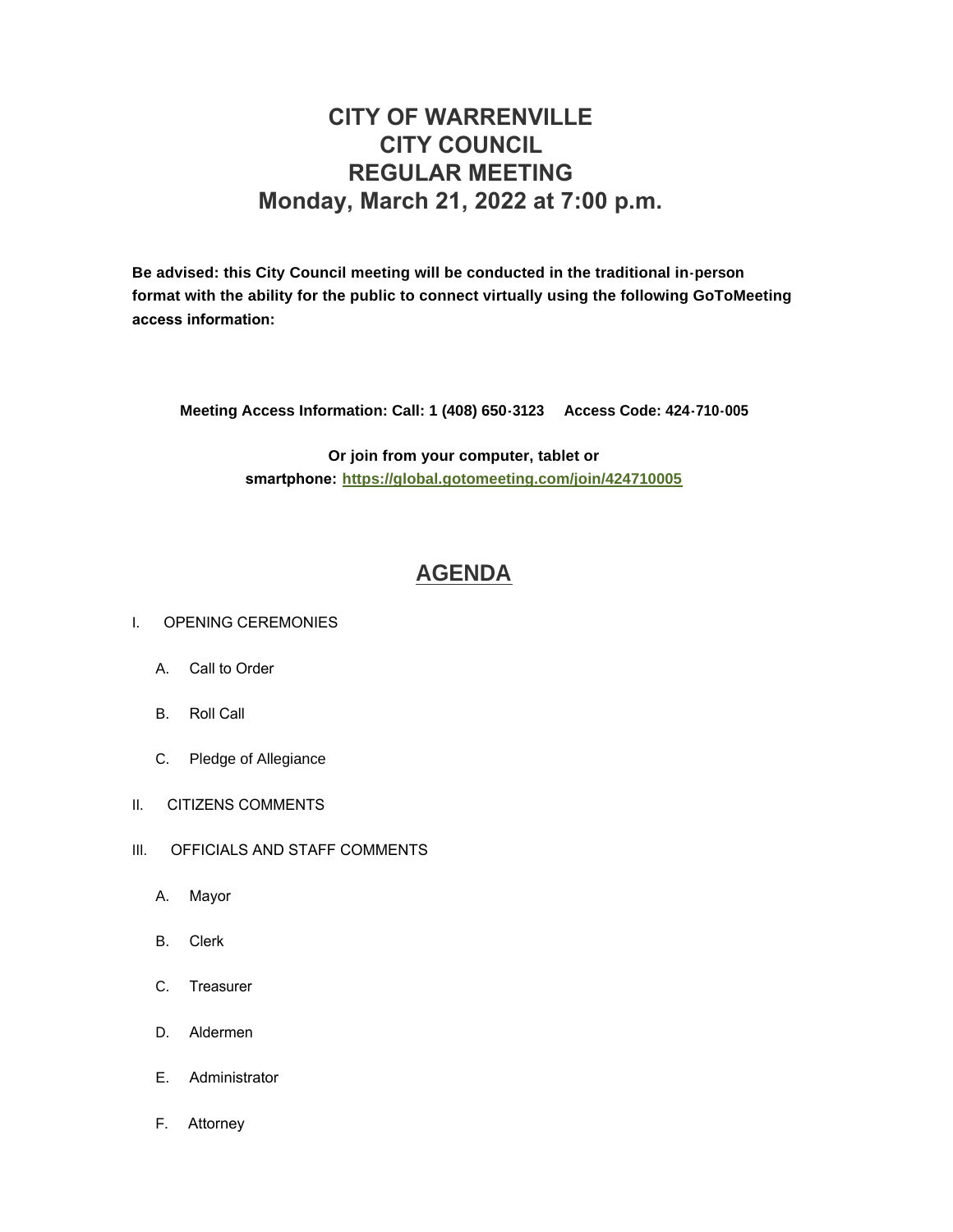# CITY OF WARRENVILLE
# CITY COUNCIL
# REGULAR MEETING
# Monday, March 21, 2022 at 7:00 p.m.

**Be advised: this City Council meeting will be conducted in the traditional in-person format with the ability for the public to connect virtually using the following GoToMeeting access information:**

**Meeting Access Information: Call: 1 (408) 650-3123 Access Code: 424-710-005**

**Or join from your computer, tablet or smartphone: [https://global.gotomeeting.com/join/424710005](https://global.gotomeeting.com/join/424710005)**

## AGENDA

I. OPENING CEREMONIES

   A. Call to Order

   B. Roll Call

   C. Pledge of Allegiance

II. CITIZENS COMMENTS

III. OFFICIALS AND STAFF COMMENTS

   A. Mayor

   B. Clerk

   C. Treasurer

   D. Aldermen

   E. Administrator

   F. Attorney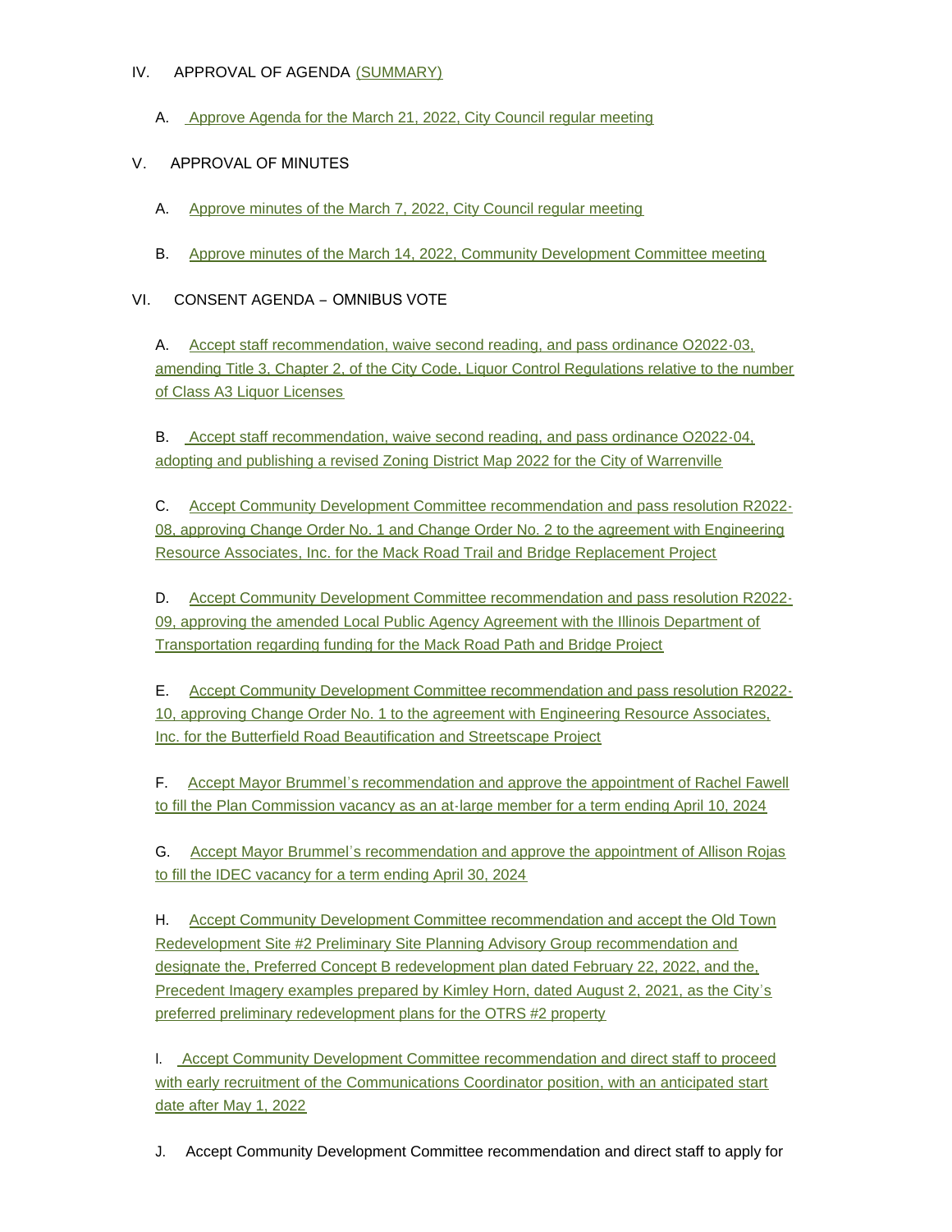IV. APPROVAL OF AGENDA (SUMMARY)

A. Approve Agenda for the March 21, 2022, City Council regular meeting

V. APPROVAL OF MINUTES

A. Approve minutes of the March 7, 2022, City Council regular meeting

B. Approve minutes of the March 14, 2022, Community Development Committee meeting

VI. CONSENT AGENDA – OMNIBUS VOTE

A. Accept staff recommendation, waive second reading, and pass ordinance O2022-03, amending Title 3, Chapter 2, of the City Code, Liquor Control Regulations relative to the number of Class A3 Liquor Licenses

B. Accept staff recommendation, waive second reading, and pass ordinance O2022-04, adopting and publishing a revised Zoning District Map 2022 for the City of Warrenville

C. Accept Community Development Committee recommendation and pass resolution R2022-08, approving Change Order No. 1 and Change Order No. 2 to the agreement with Engineering Resource Associates, Inc. for the Mack Road Trail and Bridge Replacement Project

D. Accept Community Development Committee recommendation and pass resolution R2022-09, approving the amended Local Public Agency Agreement with the Illinois Department of Transportation regarding funding for the Mack Road Path and Bridge Project

E. Accept Community Development Committee recommendation and pass resolution R2022-10, approving Change Order No. 1 to the agreement with Engineering Resource Associates, Inc. for the Butterfield Road Beautification and Streetscape Project

F. Accept Mayor Brummel's recommendation and approve the appointment of Rachel Fawell to fill the Plan Commission vacancy as an at-large member for a term ending April 10, 2024

G. Accept Mayor Brummel's recommendation and approve the appointment of Allison Rojas to fill the IDEC vacancy for a term ending April 30, 2024

H. Accept Community Development Committee recommendation and accept the Old Town Redevelopment Site #2 Preliminary Site Planning Advisory Group recommendation and designate the, Preferred Concept B redevelopment plan dated February 22, 2022, and the, Precedent Imagery examples prepared by Kimley Horn, dated August 2, 2021, as the City's preferred preliminary redevelopment plans for the OTRS #2 property

I. Accept Community Development Committee recommendation and direct staff to proceed with early recruitment of the Communications Coordinator position, with an anticipated start date after May 1, 2022

J. Accept Community Development Committee recommendation and direct staff to apply for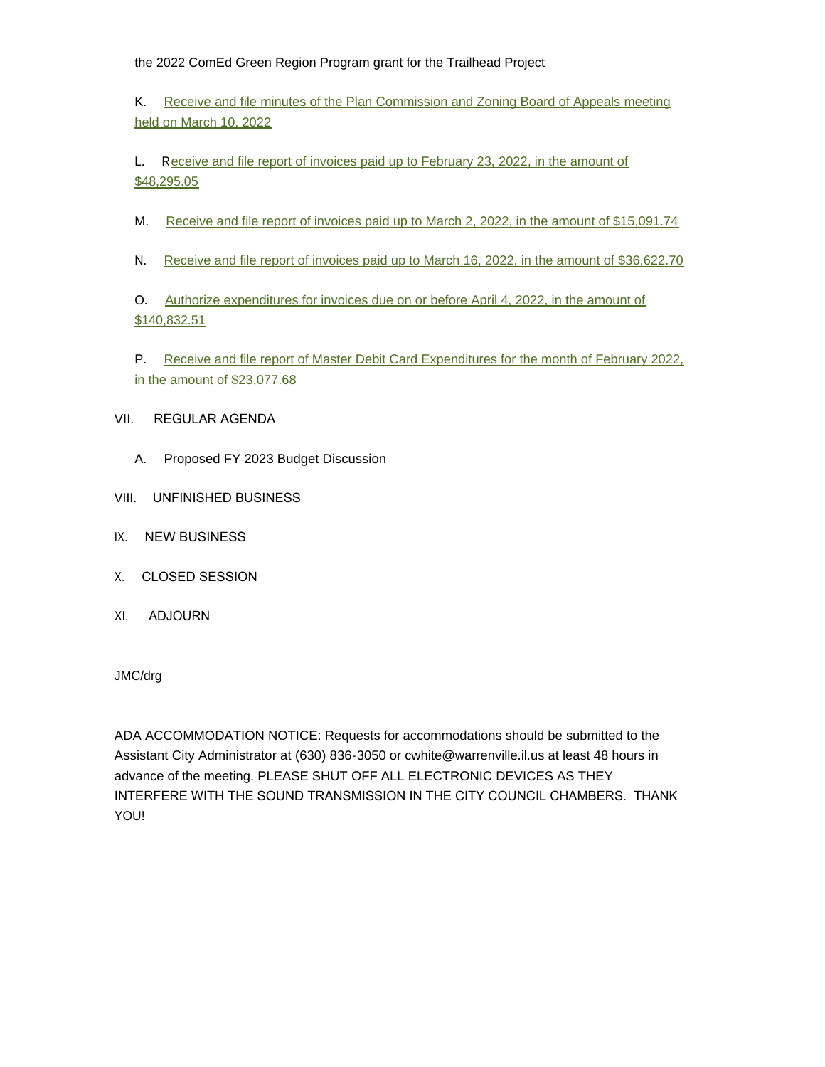the 2022 ComEd Green Region Program grant for the Trailhead Project

K. Receive and file minutes of the Plan Commission and Zoning Board of Appeals meeting held on March 10, 2022

L. Receive and file report of invoices paid up to February 23, 2022, in the amount of $48,295.05

M. Receive and file report of invoices paid up to March 2, 2022, in the amount of $15,091.74

N. Receive and file report of invoices paid up to March 16, 2022, in the amount of $36,622.70

O. Authorize expenditures for invoices due on or before April 4, 2022, in the amount of $140,832.51

P. Receive and file report of Master Debit Card Expenditures for the month of February 2022, in the amount of $23,077.68

VII. REGULAR AGENDA

A. Proposed FY 2023 Budget Discussion

VIII. UNFINISHED BUSINESS

IX. NEW BUSINESS

X. CLOSED SESSION

XI. ADJOURN

JMC/drg

ADA ACCOMMODATION NOTICE: Requests for accommodations should be submitted to the Assistant City Administrator at (630) 836-3050 or cwhite@warrenville.il.us at least 48 hours in advance of the meeting. PLEASE SHUT OFF ALL ELECTRONIC DEVICES AS THEY INTERFERE WITH THE SOUND TRANSMISSION IN THE CITY COUNCIL CHAMBERS. THANK YOU!